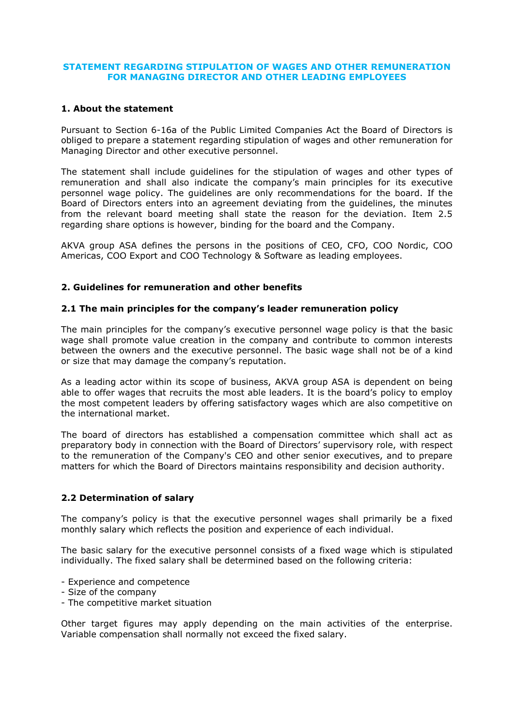# STATEMENT REGARDING STIPULATION OF WAGES AND OTHER REMUNERATION FOR MANAGING DIRECTOR AND OTHER LEADING EMPLOYEES

## 1. About the statement

Pursuant to Section 6-16a of the Public Limited Companies Act the Board of Directors is obliged to prepare a statement regarding stipulation of wages and other remuneration for Managing Director and other executive personnel.

The statement shall include guidelines for the stipulation of wages and other types of remuneration and shall also indicate the company's main principles for its executive personnel wage policy. The guidelines are only recommendations for the board. If the Board of Directors enters into an agreement deviating from the guidelines, the minutes from the relevant board meeting shall state the reason for the deviation. Item 2.5 regarding share options is however, binding for the board and the Company.

AKVA group ASA defines the persons in the positions of CEO, CFO, COO Nordic, COO Americas, COO Export and COO Technology & Software as leading employees.

## 2. Guidelines for remuneration and other benefits

### 2.1 The main principles for the company's leader remuneration policy

The main principles for the company's executive personnel wage policy is that the basic wage shall promote value creation in the company and contribute to common interests between the owners and the executive personnel. The basic wage shall not be of a kind or size that may damage the company's reputation.

As a leading actor within its scope of business, AKVA group ASA is dependent on being able to offer wages that recruits the most able leaders. It is the board's policy to employ the most competent leaders by offering satisfactory wages which are also competitive on the international market.

The board of directors has established a compensation committee which shall act as preparatory body in connection with the Board of Directors' supervisory role, with respect to the remuneration of the Company's CEO and other senior executives, and to prepare matters for which the Board of Directors maintains responsibility and decision authority.

### 2.2 Determination of salary

The company's policy is that the executive personnel wages shall primarily be a fixed monthly salary which reflects the position and experience of each individual.

The basic salary for the executive personnel consists of a fixed wage which is stipulated individually. The fixed salary shall be determined based on the following criteria:

- Experience and competence
- Size of the company
- The competitive market situation

Other target figures may apply depending on the main activities of the enterprise. Variable compensation shall normally not exceed the fixed salary.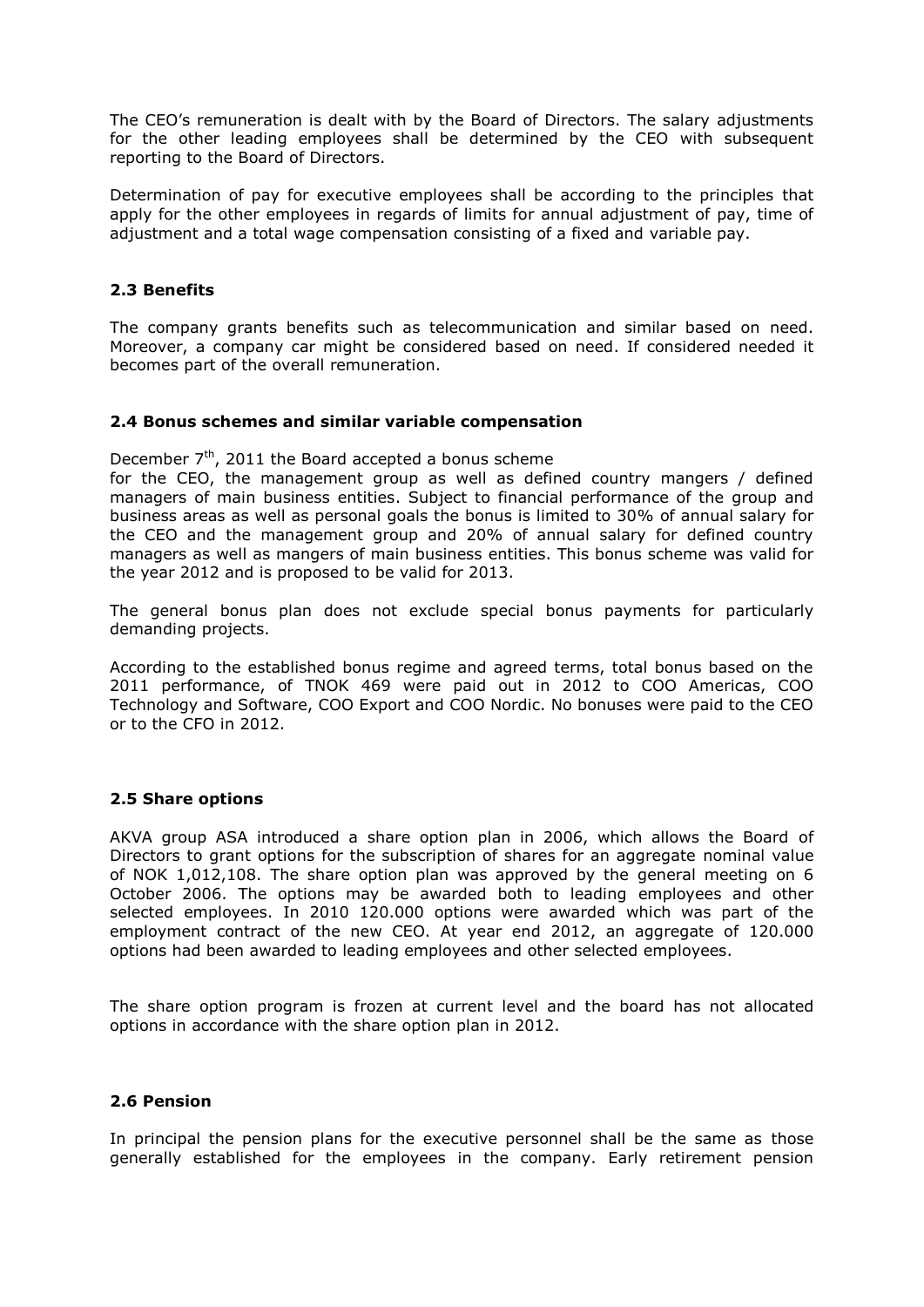The CEO's remuneration is dealt with by the Board of Directors. The salary adjustments for the other leading employees shall be determined by the CEO with subsequent reporting to the Board of Directors.

Determination of pay for executive employees shall be according to the principles that apply for the other employees in regards of limits for annual adjustment of pay, time of adjustment and a total wage compensation consisting of a fixed and variable pay.

### 2.3 Benefits

The company grants benefits such as telecommunication and similar based on need. Moreover, a company car might be considered based on need. If considered needed it becomes part of the overall remuneration.

### 2.4 Bonus schemes and similar variable compensation

December 7th, 2011 the Board accepted a bonus scheme
for the CEO, the management group as well as defined country mangers / defined managers of main business entities. Subject to financial performance of the group and business areas as well as personal goals the bonus is limited to 30% of annual salary for the CEO and the management group and 20% of annual salary for defined country managers as well as mangers of main business entities. This bonus scheme was valid for the year 2012 and is proposed to be valid for 2013.

The general bonus plan does not exclude special bonus payments for particularly demanding projects.

According to the established bonus regime and agreed terms, total bonus based on the 2011 performance, of TNOK 469 were paid out in 2012 to COO Americas, COO Technology and Software, COO Export and COO Nordic. No bonuses were paid to the CEO or to the CFO in 2012.

### 2.5 Share options

AKVA group ASA introduced a share option plan in 2006, which allows the Board of Directors to grant options for the subscription of shares for an aggregate nominal value of NOK 1,012,108. The share option plan was approved by the general meeting on 6 October 2006. The options may be awarded both to leading employees and other selected employees. In 2010 120.000 options were awarded which was part of the employment contract of the new CEO. At year end 2012, an aggregate of 120.000 options had been awarded to leading employees and other selected employees.

The share option program is frozen at current level and the board has not allocated options in accordance with the share option plan in 2012.

### 2.6 Pension

In principal the pension plans for the executive personnel shall be the same as those generally established for the employees in the company. Early retirement pension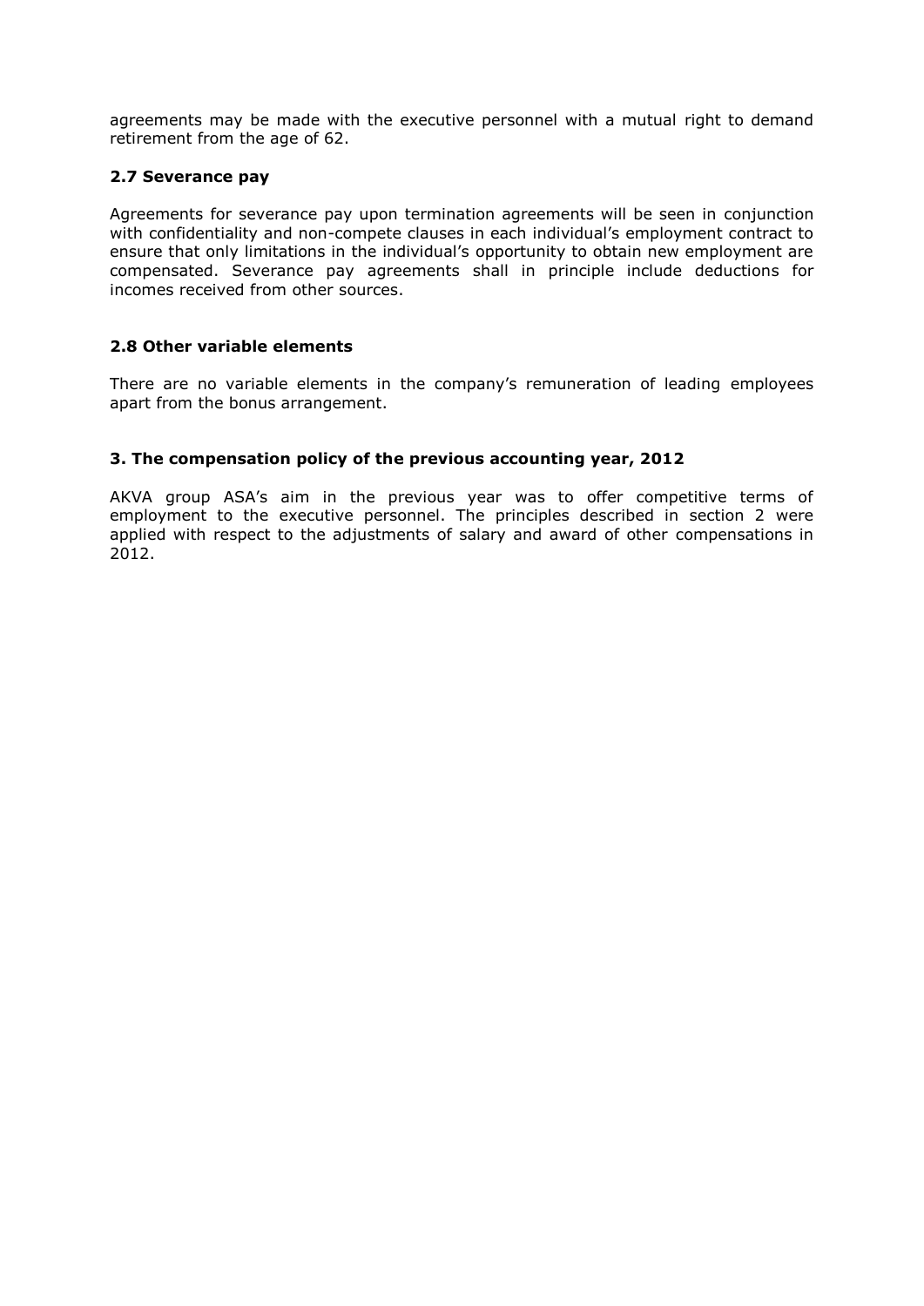agreements may be made with the executive personnel with a mutual right to demand retirement from the age of 62.

### 2.7 Severance pay

Agreements for severance pay upon termination agreements will be seen in conjunction with confidentiality and non-compete clauses in each individual's employment contract to ensure that only limitations in the individual's opportunity to obtain new employment are compensated. Severance pay agreements shall in principle include deductions for incomes received from other sources.

### 2.8 Other variable elements

There are no variable elements in the company's remuneration of leading employees apart from the bonus arrangement.

## 3. The compensation policy of the previous accounting year, 2012

AKVA group ASA's aim in the previous year was to offer competitive terms of employment to the executive personnel. The principles described in section 2 were applied with respect to the adjustments of salary and award of other compensations in 2012.